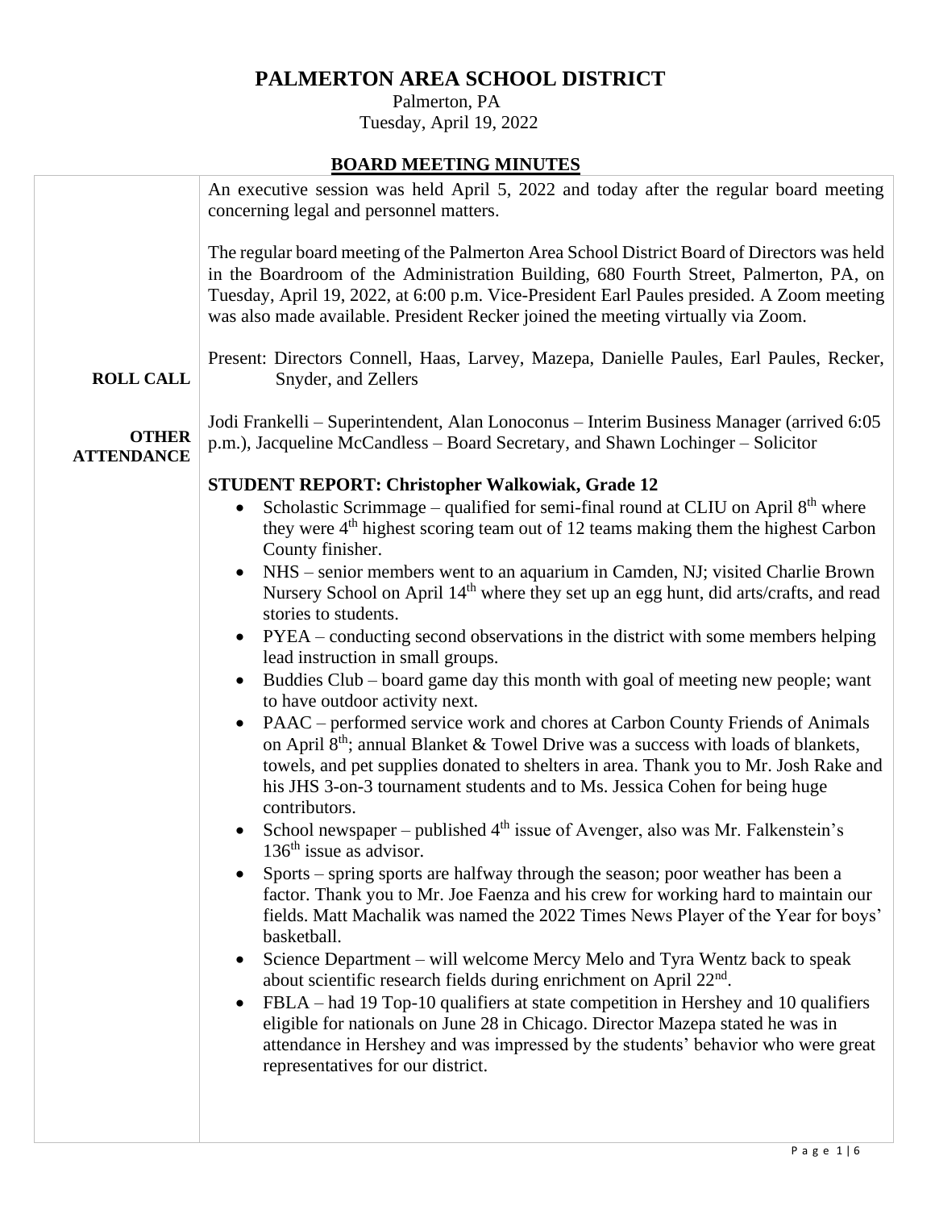# PALMERTON AREA SCHOOL DISTRICT

Palmerton, PA
Tuesday, April 19, 2022

## BOARD MEETING MINUTES

An executive session was held April 5, 2022 and today after the regular board meeting concerning legal and personnel matters.

The regular board meeting of the Palmerton Area School District Board of Directors was held in the Boardroom of the Administration Building, 680 Fourth Street, Palmerton, PA, on Tuesday, April 19, 2022, at 6:00 p.m. Vice-President Earl Paules presided. A Zoom meeting was also made available. President Recker joined the meeting virtually via Zoom.

**ROLL CALL**

Present: Directors Connell, Haas, Larvey, Mazepa, Danielle Paules, Earl Paules, Recker, Snyder, and Zellers

**OTHER ATTENDANCE**

Jodi Frankelli – Superintendent, Alan Lonoconus – Interim Business Manager (arrived 6:05 p.m.), Jacqueline McCandless – Board Secretary, and Shawn Lochinger – Solicitor

**STUDENT REPORT: Christopher Walkowiak, Grade 12**

- Scholastic Scrimmage – qualified for semi-final round at CLIU on April 8th where they were 4th highest scoring team out of 12 teams making them the highest Carbon County finisher.
- NHS – senior members went to an aquarium in Camden, NJ; visited Charlie Brown Nursery School on April 14th where they set up an egg hunt, did arts/crafts, and read stories to students.
- PYEA – conducting second observations in the district with some members helping lead instruction in small groups.
- Buddies Club – board game day this month with goal of meeting new people; want to have outdoor activity next.
- PAAC – performed service work and chores at Carbon County Friends of Animals on April 8th; annual Blanket & Towel Drive was a success with loads of blankets, towels, and pet supplies donated to shelters in area. Thank you to Mr. Josh Rake and his JHS 3-on-3 tournament students and to Ms. Jessica Cohen for being huge contributors.
- School newspaper – published 4th issue of Avenger, also was Mr. Falkenstein's 136th issue as advisor.
- Sports – spring sports are halfway through the season; poor weather has been a factor. Thank you to Mr. Joe Faenza and his crew for working hard to maintain our fields. Matt Machalik was named the 2022 Times News Player of the Year for boys' basketball.
- Science Department – will welcome Mercy Melo and Tyra Wentz back to speak about scientific research fields during enrichment on April 22nd.
- FBLA – had 19 Top-10 qualifiers at state competition in Hershey and 10 qualifiers eligible for nationals on June 28 in Chicago. Director Mazepa stated he was in attendance in Hershey and was impressed by the students' behavior who were great representatives for our district.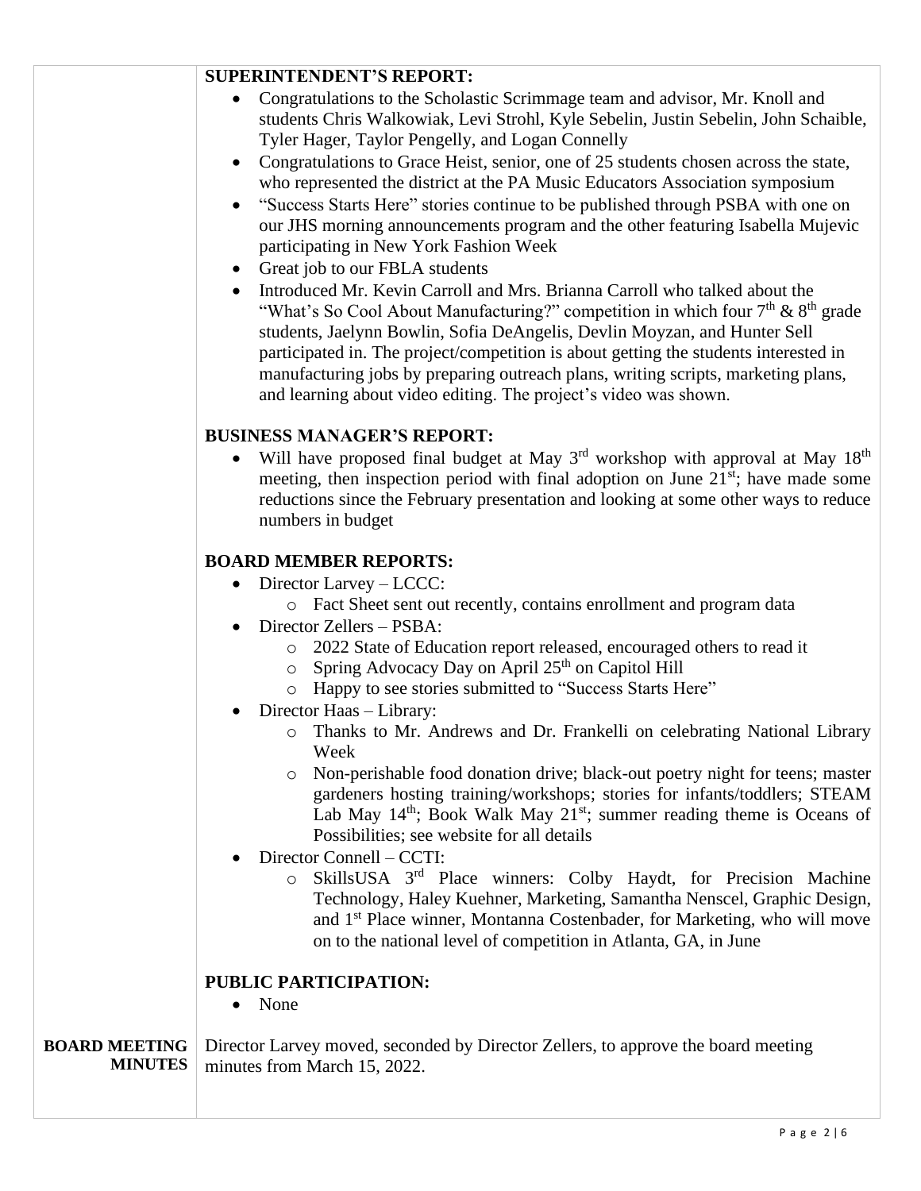**SUPERINTENDENT'S REPORT:**

- Congratulations to the Scholastic Scrimmage team and advisor, Mr. Knoll and students Chris Walkowiak, Levi Strohl, Kyle Sebelin, Justin Sebelin, John Schaible, Tyler Hager, Taylor Pengelly, and Logan Connelly
- Congratulations to Grace Heist, senior, one of 25 students chosen across the state, who represented the district at the PA Music Educators Association symposium
- "Success Starts Here" stories continue to be published through PSBA with one on our JHS morning announcements program and the other featuring Isabella Mujevic participating in New York Fashion Week
- Great job to our FBLA students
- Introduced Mr. Kevin Carroll and Mrs. Brianna Carroll who talked about the "What's So Cool About Manufacturing?" competition in which four 7th & 8th grade students, Jaelynn Bowlin, Sofia DeAngelis, Devlin Moyzan, and Hunter Sell participated in. The project/competition is about getting the students interested in manufacturing jobs by preparing outreach plans, writing scripts, marketing plans, and learning about video editing. The project's video was shown.

**BUSINESS MANAGER'S REPORT:**

- Will have proposed final budget at May 3rd workshop with approval at May 18th meeting, then inspection period with final adoption on June 21st; have made some reductions since the February presentation and looking at some other ways to reduce numbers in budget

**BOARD MEMBER REPORTS:**

- Director Larvey – LCCC:
  - Fact Sheet sent out recently, contains enrollment and program data
- Director Zellers – PSBA:
  - 2022 State of Education report released, encouraged others to read it
  - Spring Advocacy Day on April 25th on Capitol Hill
  - Happy to see stories submitted to "Success Starts Here"
- Director Haas – Library:
  - Thanks to Mr. Andrews and Dr. Frankelli on celebrating National Library Week
  - Non-perishable food donation drive; black-out poetry night for teens; master gardeners hosting training/workshops; stories for infants/toddlers; STEAM Lab May 14th; Book Walk May 21st; summer reading theme is Oceans of Possibilities; see website for all details
- Director Connell – CCTI:
  - SkillsUSA 3rd Place winners: Colby Haydt, for Precision Machine Technology, Haley Kuehner, Marketing, Samantha Nenscel, Graphic Design, and 1st Place winner, Montanna Costenbader, for Marketing, who will move on to the national level of competition in Atlanta, GA, in June

**PUBLIC PARTICIPATION:**

- None

**BOARD MEETING MINUTES**

Director Larvey moved, seconded by Director Zellers, to approve the board meeting minutes from March 15, 2022.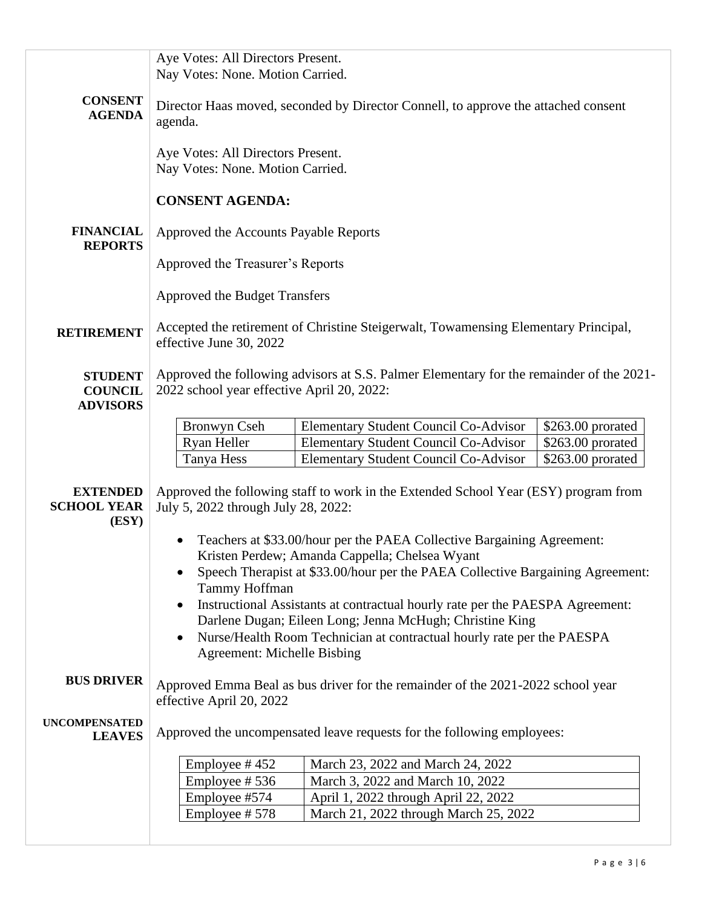Aye Votes: All Directors Present.
Nay Votes: None. Motion Carried.

**CONSENT AGENDA**

Director Haas moved, seconded by Director Connell, to approve the attached consent agenda.

Aye Votes: All Directors Present.
Nay Votes: None. Motion Carried.

**CONSENT AGENDA:**

**FINANCIAL REPORTS**

Approved the Accounts Payable Reports

Approved the Treasurer's Reports

Approved the Budget Transfers

**RETIREMENT**

Accepted the retirement of Christine Steigerwalt, Towamensing Elementary Principal, effective June 30, 2022

**STUDENT COUNCIL ADVISORS**

Approved the following advisors at S.S. Palmer Elementary for the remainder of the 2021-2022 school year effective April 20, 2022:

| | | |
|---|---|---|
| Bronwyn Cseh | Elementary Student Council Co-Advisor | $263.00 prorated |
| Ryan Heller | Elementary Student Council Co-Advisor | $263.00 prorated |
| Tanya Hess | Elementary Student Council Co-Advisor | $263.00 prorated |

**EXTENDED SCHOOL YEAR (ESY)**

Approved the following staff to work in the Extended School Year (ESY) program from July 5, 2022 through July 28, 2022:

- Teachers at $33.00/hour per the PAEA Collective Bargaining Agreement: Kristen Perdew; Amanda Cappella; Chelsea Wyant
- Speech Therapist at $33.00/hour per the PAEA Collective Bargaining Agreement: Tammy Hoffman
- Instructional Assistants at contractual hourly rate per the PAESPA Agreement: Darlene Dugan; Eileen Long; Jenna McHugh; Christine King
- Nurse/Health Room Technician at contractual hourly rate per the PAESPA Agreement: Michelle Bisbing

**BUS DRIVER**

Approved Emma Beal as bus driver for the remainder of the 2021-2022 school year effective April 20, 2022

**UNCOMPENSATED LEAVES**

Approved the uncompensated leave requests for the following employees:

| | |
|---|---|
| Employee # 452 | March 23, 2022 and March 24, 2022 |
| Employee # 536 | March 3, 2022 and March 10, 2022 |
| Employee #574 | April 1, 2022 through April 22, 2022 |
| Employee # 578 | March 21, 2022 through March 25, 2022 |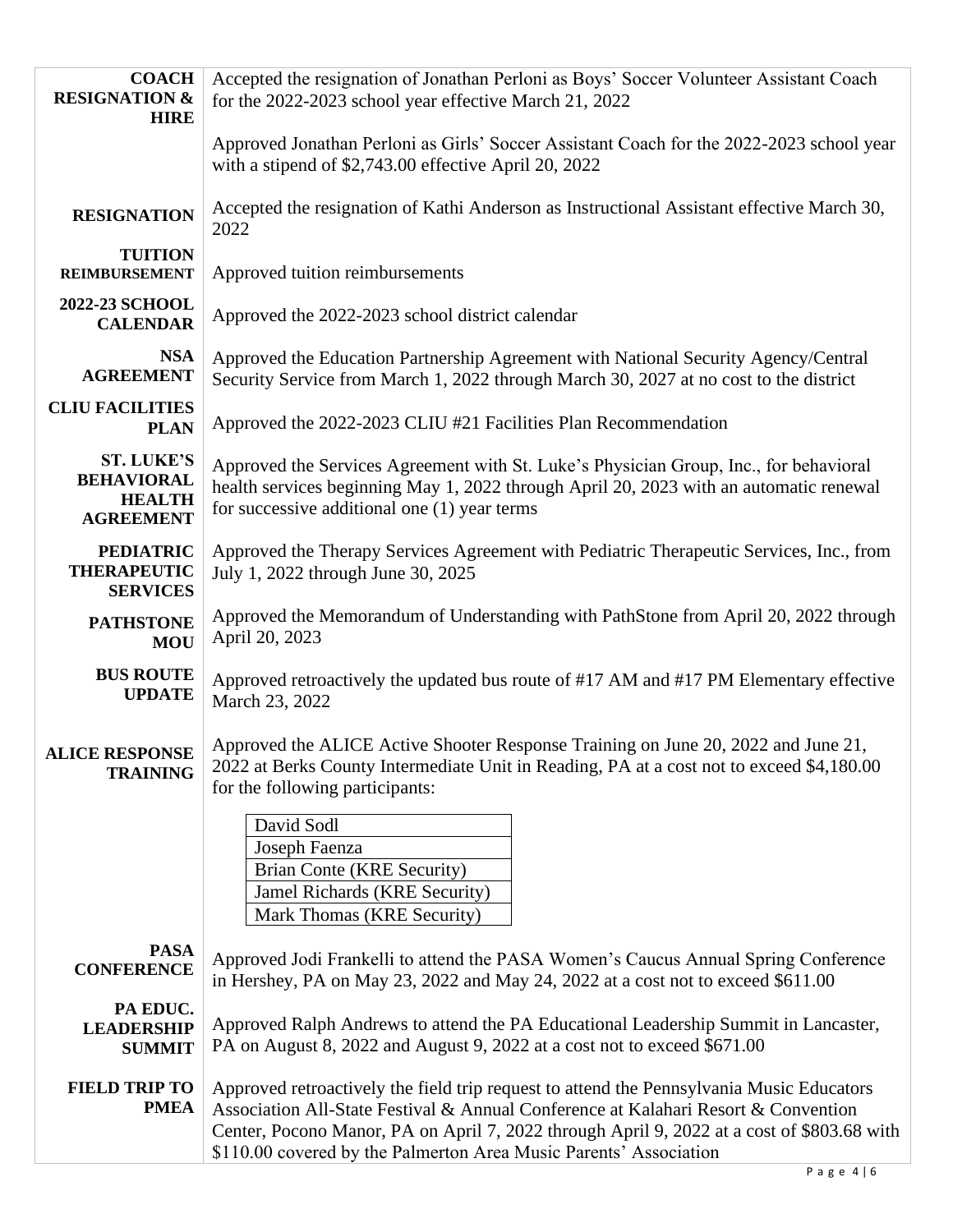| | |
|---|---|
| **COACH RESIGNATION & HIRE** | Accepted the resignation of Jonathan Perloni as Boys' Soccer Volunteer Assistant Coach for the 2022-2023 school year effective March 21, 2022<br><br>Approved Jonathan Perloni as Girls' Soccer Assistant Coach for the 2022-2023 school year with a stipend of $2,743.00 effective April 20, 2022 |
| **RESIGNATION** | Accepted the resignation of Kathi Anderson as Instructional Assistant effective March 30, 2022 |
| **TUITION REIMBURSEMENT** | Approved tuition reimbursements |
| **2022-23 SCHOOL CALENDAR** | Approved the 2022-2023 school district calendar |
| **NSA AGREEMENT** | Approved the Education Partnership Agreement with National Security Agency/Central Security Service from March 1, 2022 through March 30, 2027 at no cost to the district |
| **CLIU FACILITIES PLAN** | Approved the 2022-2023 CLIU #21 Facilities Plan Recommendation |
| **ST. LUKE'S BEHAVIORAL HEALTH AGREEMENT** | Approved the Services Agreement with St. Luke's Physician Group, Inc., for behavioral health services beginning May 1, 2022 through April 20, 2023 with an automatic renewal for successive additional one (1) year terms |
| **PEDIATRIC THERAPEUTIC SERVICES** | Approved the Therapy Services Agreement with Pediatric Therapeutic Services, Inc., from July 1, 2022 through June 30, 2025 |
| **PATHSTONE MOU** | Approved the Memorandum of Understanding with PathStone from April 20, 2022 through April 20, 2023 |
| **BUS ROUTE UPDATE** | Approved retroactively the updated bus route of #17 AM and #17 PM Elementary effective March 23, 2022 |
| **ALICE RESPONSE TRAINING** | Approved the ALICE Active Shooter Response Training on June 20, 2022 and June 21, 2022 at Berks County Intermediate Unit in Reading, PA at a cost not to exceed $4,180.00 for the following participants:<br><br>David Sodl<br>Joseph Faenza<br>Brian Conte (KRE Security)<br>Jamel Richards (KRE Security)<br>Mark Thomas (KRE Security) |
| **PASA CONFERENCE** | Approved Jodi Frankelli to attend the PASA Women's Caucus Annual Spring Conference in Hershey, PA on May 23, 2022 and May 24, 2022 at a cost not to exceed $611.00 |
| **PA EDUC. LEADERSHIP SUMMIT** | Approved Ralph Andrews to attend the PA Educational Leadership Summit in Lancaster, PA on August 8, 2022 and August 9, 2022 at a cost not to exceed $671.00 |
| **FIELD TRIP TO PMEA** | Approved retroactively the field trip request to attend the Pennsylvania Music Educators Association All-State Festival & Annual Conference at Kalahari Resort & Convention Center, Pocono Manor, PA on April 7, 2022 through April 9, 2022 at a cost of $803.68 with $110.00 covered by the Palmerton Area Music Parents' Association |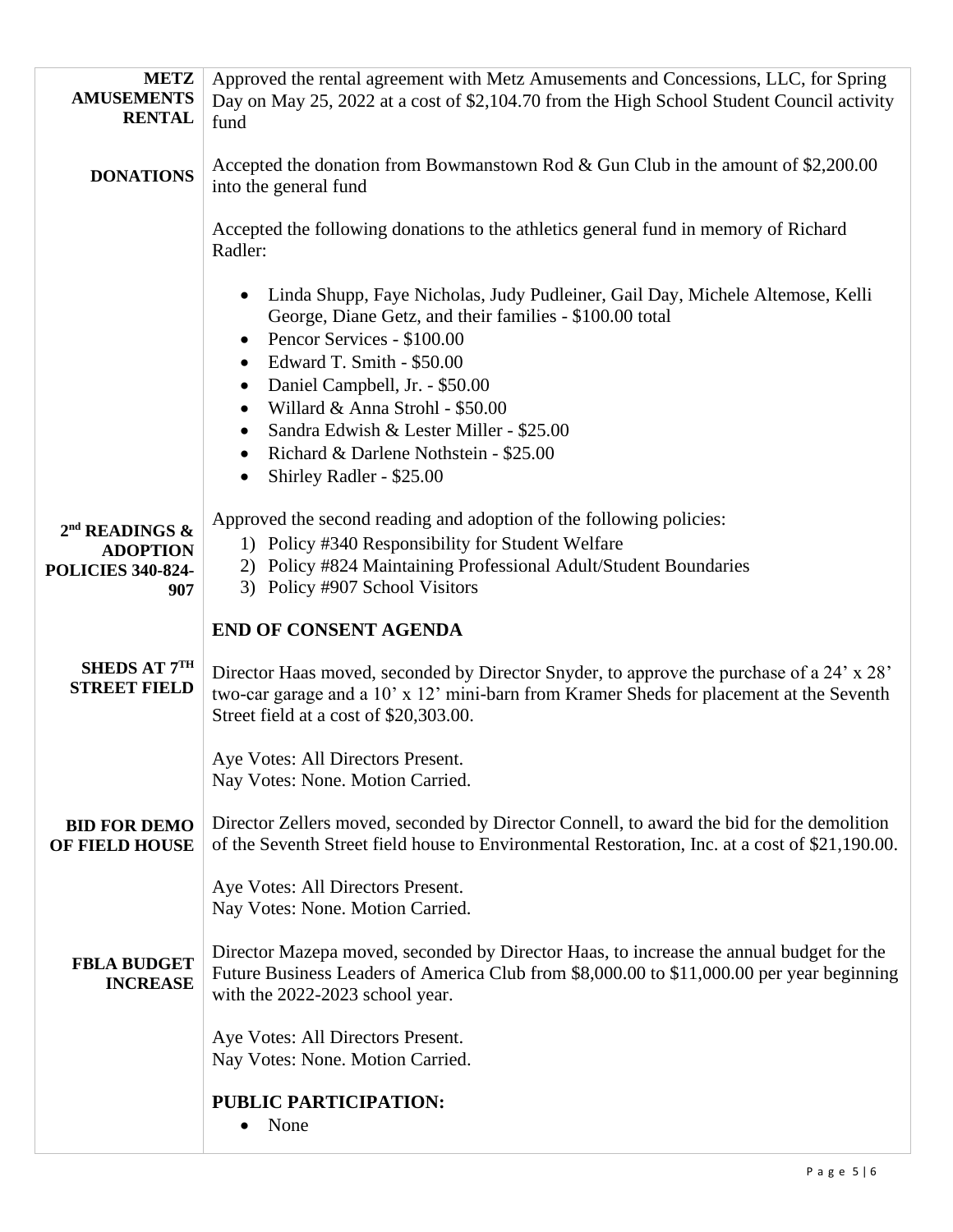| | |
|---|---|
| **METZ AMUSEMENTS RENTAL** | Approved the rental agreement with Metz Amusements and Concessions, LLC, for Spring Day on May 25, 2022 at a cost of $2,104.70 from the High School Student Council activity fund |
| **DONATIONS** | Accepted the donation from Bowmanstown Rod & Gun Club in the amount of $2,200.00 into the general fund<br><br>Accepted the following donations to the athletics general fund in memory of Richard Radler:<br><br>• Linda Shupp, Faye Nicholas, Judy Pudleiner, Gail Day, Michele Altemose, Kelli George, Diane Getz, and their families - $100.00 total<br>• Pencor Services - $100.00<br>• Edward T. Smith - $50.00<br>• Daniel Campbell, Jr. - $50.00<br>• Willard & Anna Strohl - $50.00<br>• Sandra Edwish & Lester Miller - $25.00<br>• Richard & Darlene Nothstein - $25.00<br>• Shirley Radler - $25.00 |
| **2nd READINGS & ADOPTION POLICIES 340-824-907** | Approved the second reading and adoption of the following policies:<br>1) Policy #340 Responsibility for Student Welfare<br>2) Policy #824 Maintaining Professional Adult/Student Boundaries<br>3) Policy #907 School Visitors<br><br>**END OF CONSENT AGENDA** |
| **SHEDS AT 7TH STREET FIELD** | Director Haas moved, seconded by Director Snyder, to approve the purchase of a 24' x 28' two-car garage and a 10' x 12' mini-barn from Kramer Sheds for placement at the Seventh Street field at a cost of $20,303.00.<br><br>Aye Votes: All Directors Present.<br>Nay Votes: None. Motion Carried. |
| **BID FOR DEMO OF FIELD HOUSE** | Director Zellers moved, seconded by Director Connell, to award the bid for the demolition of the Seventh Street field house to Environmental Restoration, Inc. at a cost of $21,190.00.<br><br>Aye Votes: All Directors Present.<br>Nay Votes: None. Motion Carried. |
| **FBLA BUDGET INCREASE** | Director Mazepa moved, seconded by Director Haas, to increase the annual budget for the Future Business Leaders of America Club from $8,000.00 to $11,000.00 per year beginning with the 2022-2023 school year.<br><br>Aye Votes: All Directors Present.<br>Nay Votes: None. Motion Carried.<br><br>**PUBLIC PARTICIPATION:**<br>• None |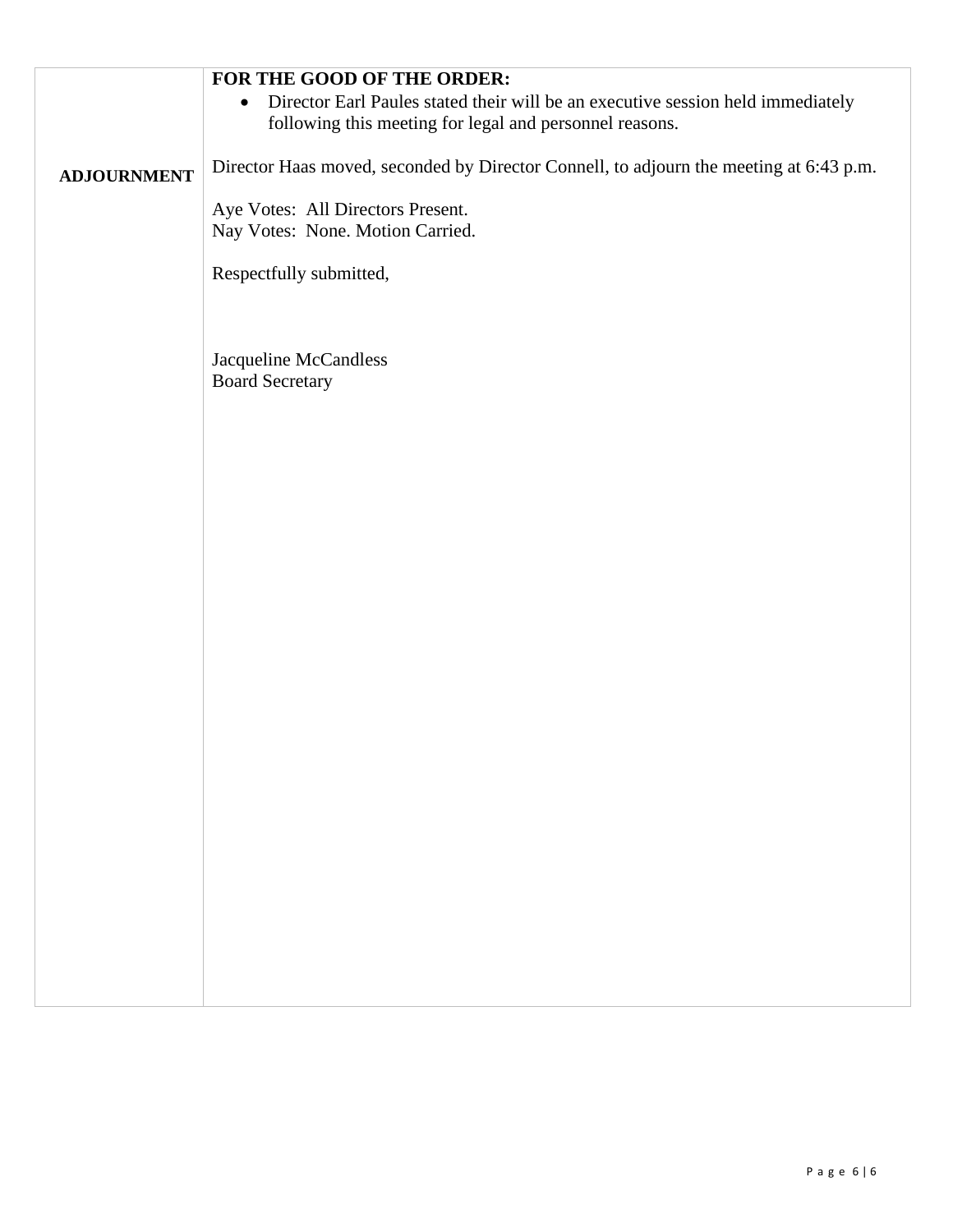| | |
|---|---|
| | **FOR THE GOOD OF THE ORDER:**<br>• Director Earl Paules stated their will be an executive session held immediately following this meeting for legal and personnel reasons. |
| **ADJOURNMENT** | Director Haas moved, seconded by Director Connell, to adjourn the meeting at 6:43 p.m.<br><br>Aye Votes: All Directors Present.<br>Nay Votes: None. Motion Carried.<br><br>Respectfully submitted,<br><br>Jacqueline McCandless<br>Board Secretary |